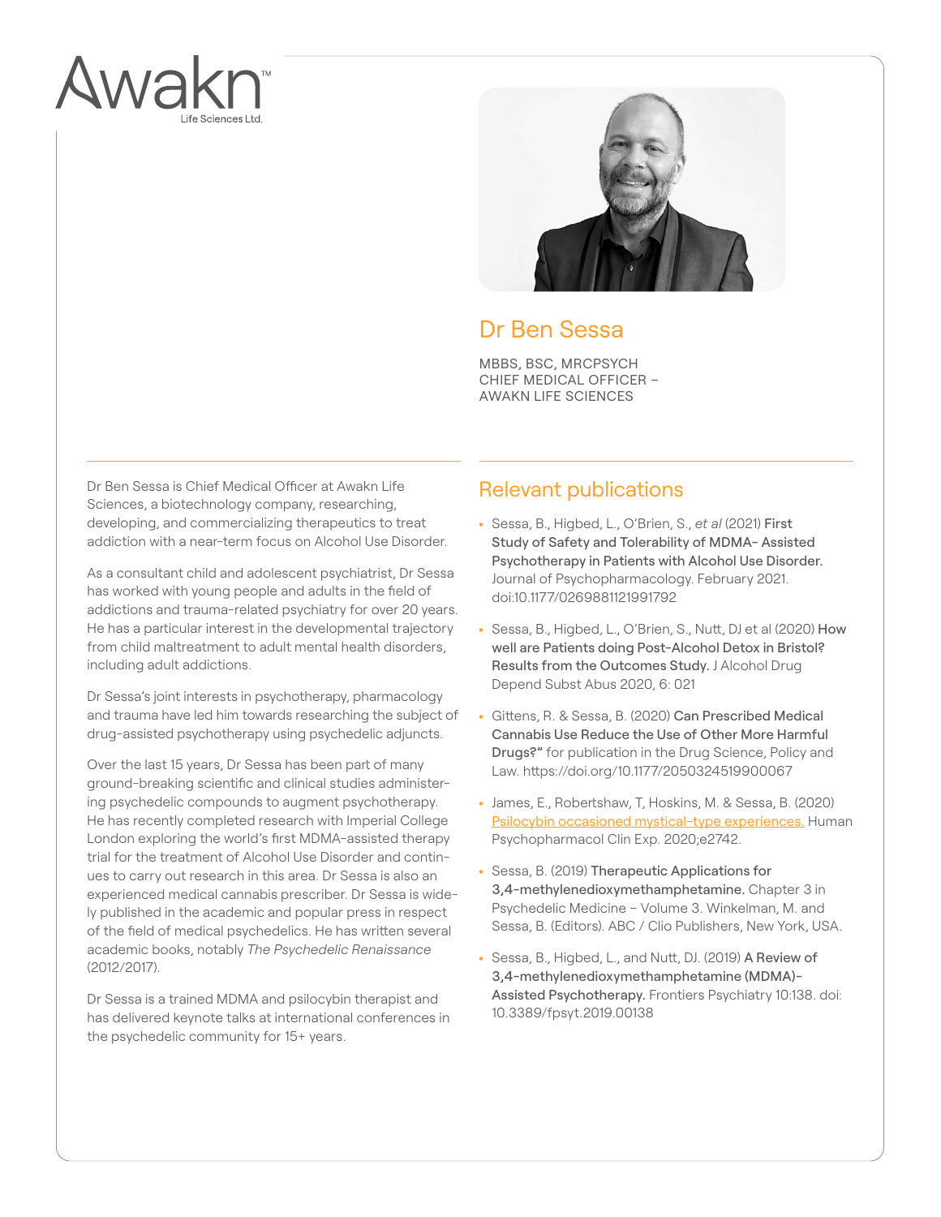Awakn™ Life Sciences Ltd.

# Dr Ben Sessa

MBBS, BSC, MRCPSYCH
CHIEF MEDICAL OFFICER – AWAKN LIFE SCIENCES

Dr Ben Sessa is Chief Medical Officer at Awakn Life Sciences, a biotechnology company, researching, developing, and commercializing therapeutics to treat addiction with a near-term focus on Alcohol Use Disorder.

As a consultant child and adolescent psychiatrist, Dr Sessa has worked with young people and adults in the field of addictions and trauma-related psychiatry for over 20 years. He has a particular interest in the developmental trajectory from child maltreatment to adult mental health disorders, including adult addictions.

Dr Sessa's joint interests in psychotherapy, pharmacology and trauma have led him towards researching the subject of drug-assisted psychotherapy using psychedelic adjuncts.

Over the last 15 years, Dr Sessa has been part of many ground-breaking scientific and clinical studies administering psychedelic compounds to augment psychotherapy. He has recently completed research with Imperial College London exploring the world's first MDMA-assisted therapy trial for the treatment of Alcohol Use Disorder and continues to carry out research in this area. Dr Sessa is also an experienced medical cannabis prescriber. Dr Sessa is widely published in the academic and popular press in respect of the field of medical psychedelics. He has written several academic books, notably *The Psychedelic Renaissance* (2012/2017).

Dr Sessa is a trained MDMA and psilocybin therapist and has delivered keynote talks at international conferences in the psychedelic community for 15+ years.

## Relevant publications

- Sessa, B., Higbed, L., O'Brien, S., *et al* (2021) **First Study of Safety and Tolerability of MDMA- Assisted Psychotherapy in Patients with Alcohol Use Disorder.** Journal of Psychopharmacology. February 2021. doi:10.1177/0269881121991792
- Sessa, B., Higbed, L., O'Brien, S., Nutt, DJ et al (2020) **How well are Patients doing Post-Alcohol Detox in Bristol? Results from the Outcomes Study.** J Alcohol Drug Depend Subst Abus 2020, 6: 021
- Gittens, R. & Sessa, B. (2020) **Can Prescribed Medical Cannabis Use Reduce the Use of Other More Harmful Drugs?"** for publication in the Drug Science, Policy and Law. https://doi.org/10.1177/2050324519900067
- James, E., Robertshaw, T, Hoskins, M. & Sessa, B. (2020) Psilocybin occasioned mystical-type experiences. Human Psychopharmacol Clin Exp. 2020;e2742.
- Sessa, B. (2019) **Therapeutic Applications for 3,4-methylenedioxymethamphetamine.** Chapter 3 in Psychedelic Medicine – Volume 3. Winkelman, M. and Sessa, B. (Editors). ABC / Clio Publishers, New York, USA.
- Sessa, B., Higbed, L., and Nutt, DJ. (2019) **A Review of 3,4-methylenedioxymethamphetamine (MDMA)-Assisted Psychotherapy.** Frontiers Psychiatry 10:138. doi: 10.3389/fpsyt.2019.00138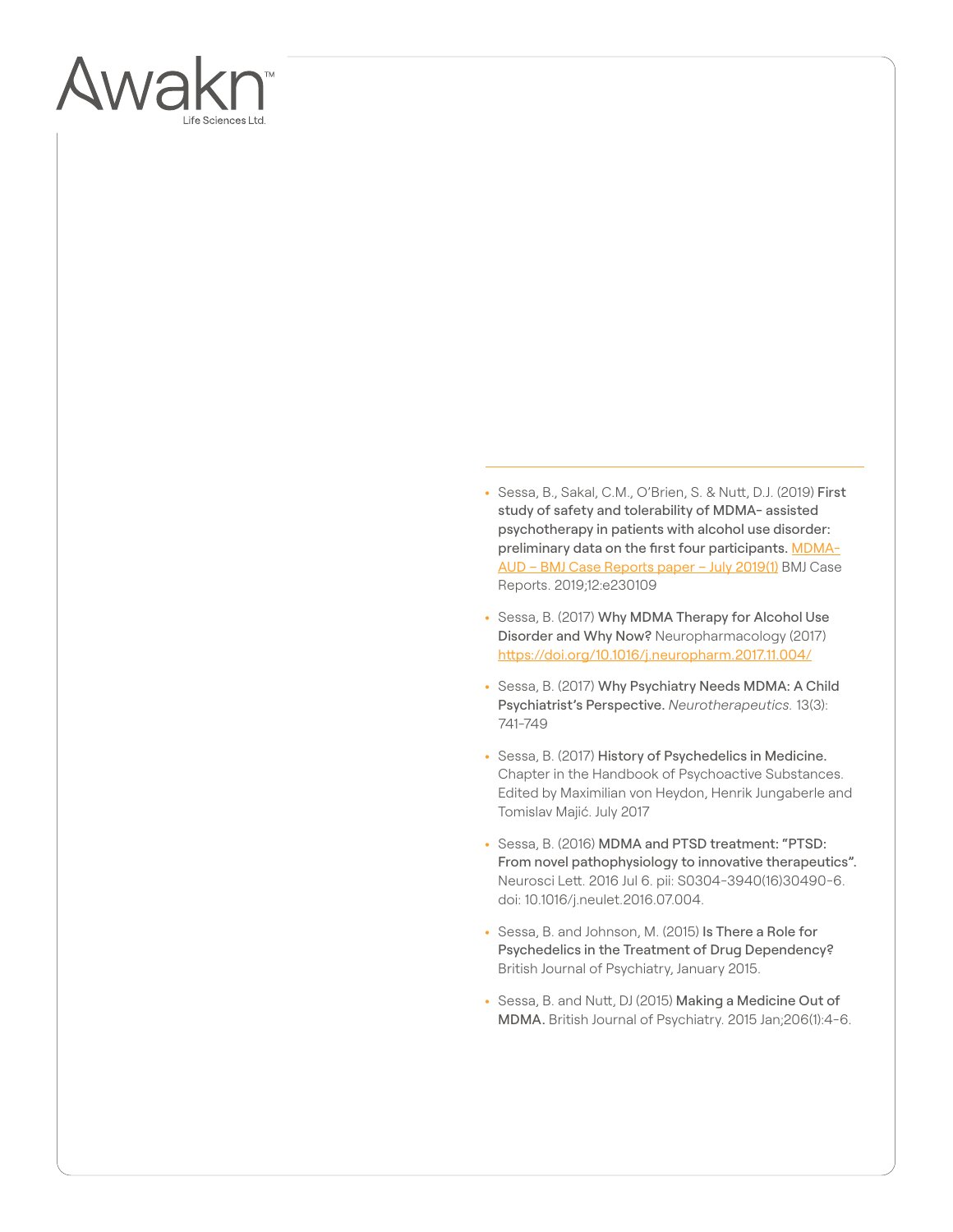- Sessa, B., Sakal, C.M., O'Brien, S. & Nutt, D.J. (2019) **First study of safety and tolerability of MDMA- assisted psychotherapy in patients with alcohol use disorder: preliminary data on the first four participants.** [MDMA-AUD – BMJ Case Reports paper – July 2019(1)] BMJ Case Reports. 2019;12:e230109

- Sessa, B. (2017) **Why MDMA Therapy for Alcohol Use Disorder and Why Now?** Neuropharmacology (2017) https://doi.org/10.1016/j.neuropharm.2017.11.004/

- Sessa, B. (2017) **Why Psychiatry Needs MDMA: A Child Psychiatrist's Perspective.** *Neurotherapeutics.* 13(3): 741-749

- Sessa, B. (2017) **History of Psychedelics in Medicine.** Chapter in the Handbook of Psychoactive Substances. Edited by Maximilian von Heydon, Henrik Jungaberle and Tomislav Majić. July 2017

- Sessa, B. (2016) **MDMA and PTSD treatment: "PTSD: From novel pathophysiology to innovative therapeutics".** Neurosci Lett. 2016 Jul 6. pii: S0304-3940(16)30490-6. doi: 10.1016/j.neulet.2016.07.004.

- Sessa, B. and Johnson, M. (2015) **Is There a Role for Psychedelics in the Treatment of Drug Dependency?** British Journal of Psychiatry, January 2015.

- Sessa, B. and Nutt, DJ (2015) **Making a Medicine Out of MDMA.** British Journal of Psychiatry. 2015 Jan;206(1):4-6.